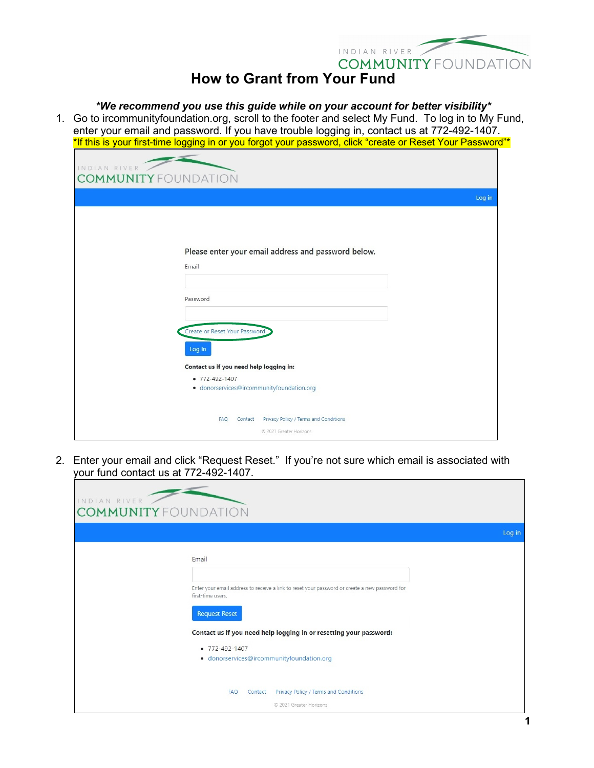# How to Grant from Your Fund

***We recommend you use this guide while on your account for better visibility***

1. Go to ircommunityfoundation.org, scroll to the footer and select My Fund. To log in to My Fund, enter your email and password. If you have trouble logging in, contact us at 772-492-1407.
   *If this is your first-time logging in or you forgot your password, click "create or Reset Your Password"*

   INDIAN RIVER COMMUNITY FOUNDATION

   Log in

   Please enter your email address and password below.

   Email

   Password

   Create or Reset Your Password

   Log In

   **Contact us if you need help logging in:**

   - 772-492-1407
   - donorservices@ircommunityfoundation.org

   FAQ Contact Privacy Policy / Terms and Conditions

   © 2021 Greater Horizons

2. Enter your email and click "Request Reset." If you're not sure which email is associated with your fund contact us at 772-492-1407.

   INDIAN RIVER COMMUNITY FOUNDATION

   Log in

   Email

   Enter your email address to receive a link to reset your password or create a new password for first-time users.

   Request Reset

   **Contact us if you need help logging in or resetting your password:**

   - 772-492-1407
   - donorservices@ircommunityfoundation.org

   FAQ Contact Privacy Policy / Terms and Conditions

   © 2021 Greater Horizons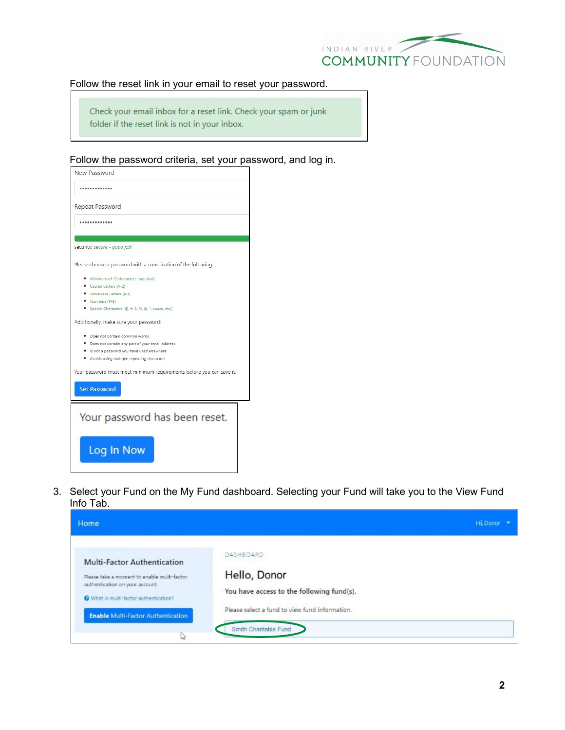Follow the reset link in your email to reset your password.

Check your email inbox for a reset link. Check your spam or junk folder if the reset link is not in your inbox.

Follow the password criteria, set your password, and log in.

New Password

Repeat Password

security: *secure - good job!*

Please choose a password with a combination of the following:

- Minimum of 12 characters (required)
- Capital Letters (A-Z)
- Lowercase Letters (a-z)
- Numbers (0-9)
- Special Characters (@, #, $, %, &, *, space, etc.)

Additionally, make sure your password:

- Does not contain common words
- Does not contain any part of your email address
- Is not a password you have used elsewhere
- Avoids using multiple repeating characters

Your password must meet minimum requirements before you can save it.

Set Password

Your password has been reset.

Log In Now

3. Select your Fund on the My Fund dashboard. Selecting your Fund will take you to the View Fund Info Tab.

Home — Hi, Donor

Multi-Factor Authentication

Please take a moment to enable multi-factor authentication on your account.

What is multi-factor authentication?

Enable Multi-Factor Authentication

DASHBOARD

Hello, Donor

You have access to the following fund(s).

Please select a fund to view fund information.

Smith Charitable Fund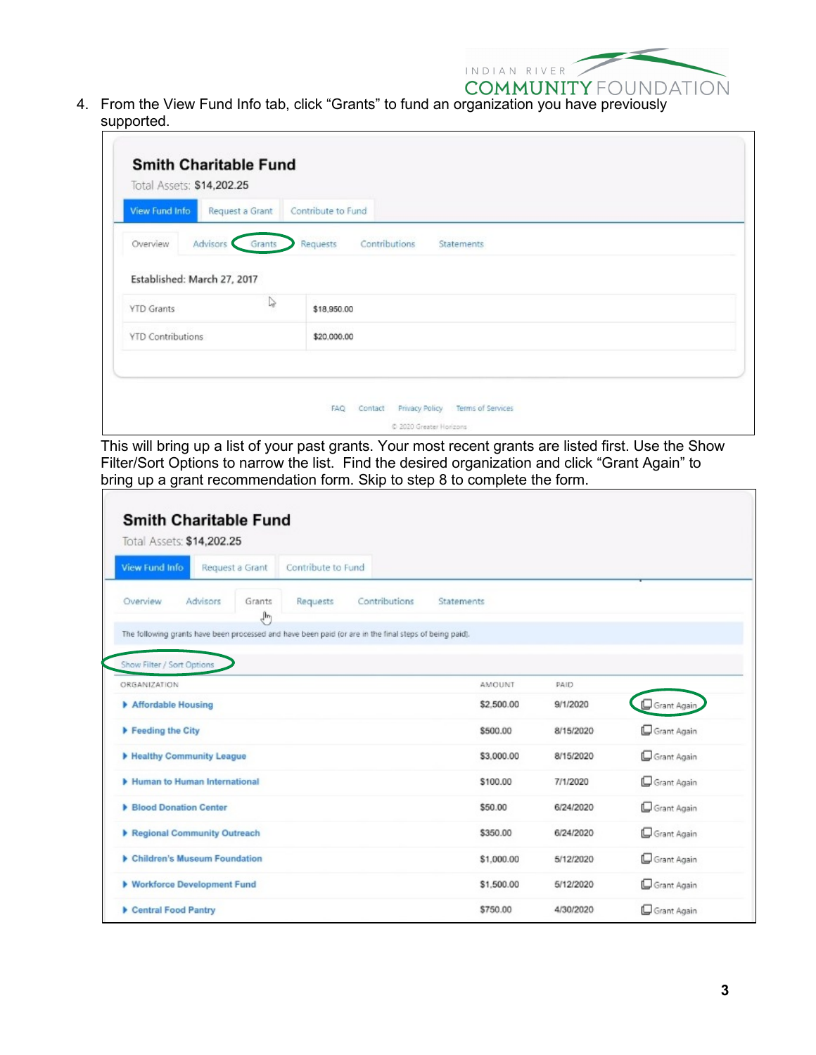4. From the View Fund Info tab, click “Grants” to fund an organization you have previously supported.

**Smith Charitable Fund**

Total Assets: **$14,202.25**

View Fund Info | Request a Grant | Contribute to Fund

Overview | Advisors | Grants | Requests | Contributions | Statements

Established: March 27, 2017

| | |
|---|---|
| YTD Grants | $18,950.00 |
| YTD Contributions | $20,000.00 |

FAQ Contact Privacy Policy Terms of Services

© 2020 Greater Horizons

This will bring up a list of your past grants. Your most recent grants are listed first. Use the Show Filter/Sort Options to narrow the list. Find the desired organization and click “Grant Again” to bring up a grant recommendation form. Skip to step 8 to complete the form.

**Smith Charitable Fund**

Total Assets: **$14,202.25**

View Fund Info | Request a Grant | Contribute to Fund

Overview | Advisors | Grants | Requests | Contributions | Statements

The following grants have been processed and have been paid (or are in the final steps of being paid).

Show Filter / Sort Options

| ORGANIZATION | AMOUNT | PAID | |
|---|---|---|---|
| Affordable Housing | $2,500.00 | 9/1/2020 | Grant Again |
| Feeding the City | $500.00 | 8/15/2020 | Grant Again |
| Healthy Community League | $3,000.00 | 8/15/2020 | Grant Again |
| Human to Human International | $100.00 | 7/1/2020 | Grant Again |
| Blood Donation Center | $50.00 | 6/24/2020 | Grant Again |
| Regional Community Outreach | $350.00 | 6/24/2020 | Grant Again |
| Children's Museum Foundation | $1,000.00 | 5/12/2020 | Grant Again |
| Workforce Development Fund | $1,500.00 | 5/12/2020 | Grant Again |
| Central Food Pantry | $750.00 | 4/30/2020 | Grant Again |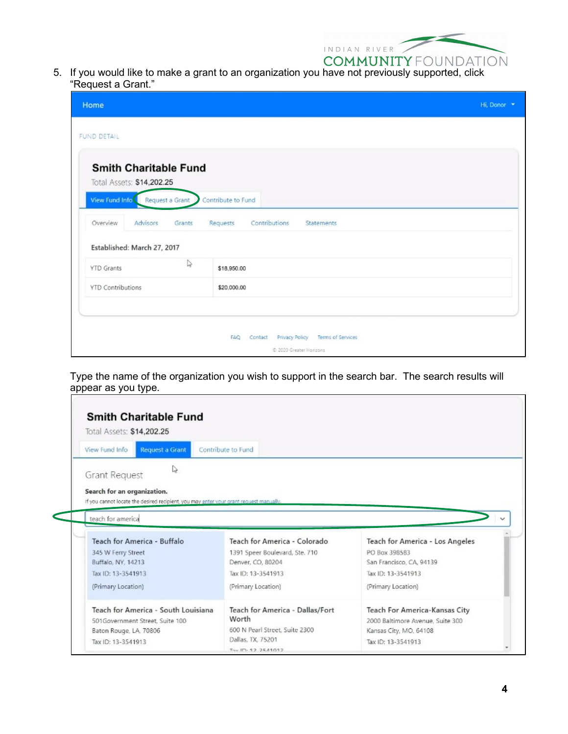5. If you would like to make a grant to an organization you have not previously supported, click "Request a Grant."

Home | Hi, Donor

FUND DETAIL

**Smith Charitable Fund**

Total Assets: $14,202.25

View Fund Info | Request a Grant | Contribute to Fund

Overview | Advisors | Grants | Requests | Contributions | Statements

Established: March 27, 2017

| | |
|---|---|
| YTD Grants | $18,950.00 |
| YTD Contributions | $20,000.00 |

FAQ Contact Privacy Policy Terms of Services

© 2020 Greater Horizons

Type the name of the organization you wish to support in the search bar. The search results will appear as you type.

**Smith Charitable Fund**

Total Assets: $14,202.25

View Fund Info | Request a Grant | Contribute to Fund

Grant Request

**Search for an organization.**

If you cannot locate the desired recipient, you may enter your grant request manually.

teach for america

| | | |
|---|---|---|
| Teach for America - Buffalo<br>345 W Ferry Street<br>Buffalo, NY, 14213<br>Tax ID: 13-3541913<br>(Primary Location) | Teach for America - Colorado<br>1391 Speer Boulevard, Ste. 710<br>Denver, CO, 80204<br>Tax ID: 13-3541913<br>(Primary Location) | Teach for America - Los Angeles<br>PO Box 398583<br>San Francisco, CA, 94139<br>Tax ID: 13-3541913<br>(Primary Location) |
| Teach for America - South Louisiana<br>501Government Street, Suite 100<br>Baton Rouge, LA, 70806<br>Tax ID: 13-3541913 | Teach for America - Dallas/Fort Worth<br>600 N Pearl Street, Suite 2300<br>Dallas, TX, 75201<br>Tax ID: 13-3541913 | Teach For America-Kansas City<br>2000 Baltimore Avenue, Suite 300<br>Kansas City, MO, 64108<br>Tax ID: 13-3541913 |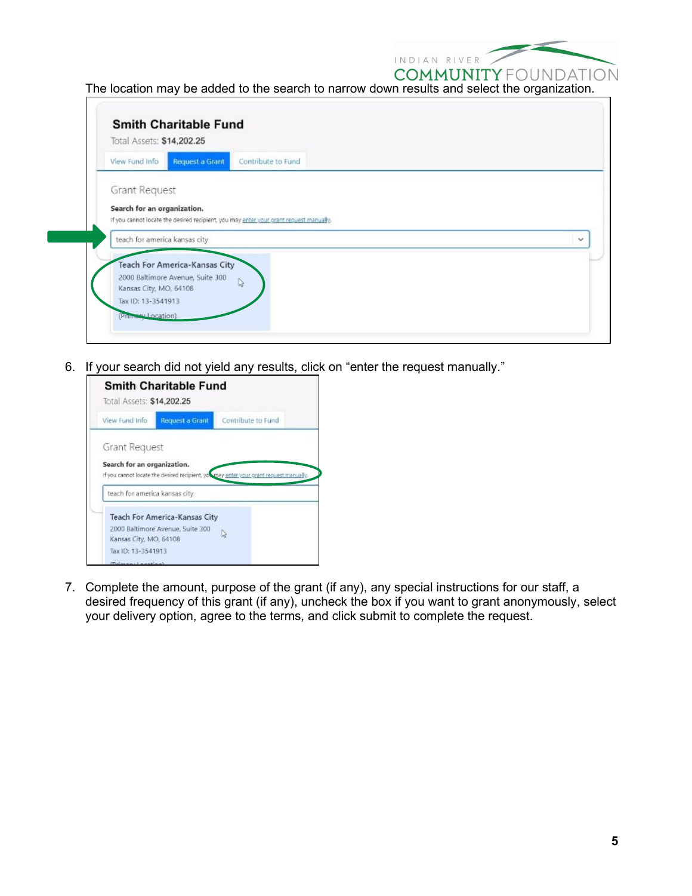The location may be added to the search to narrow down results and select the organization.

6. If your search did not yield any results, click on "enter the request manually."

7. Complete the amount, purpose of the grant (if any), any special instructions for our staff, a desired frequency of this grant (if any), uncheck the box if you want to grant anonymously, select your delivery option, agree to the terms, and click submit to complete the request.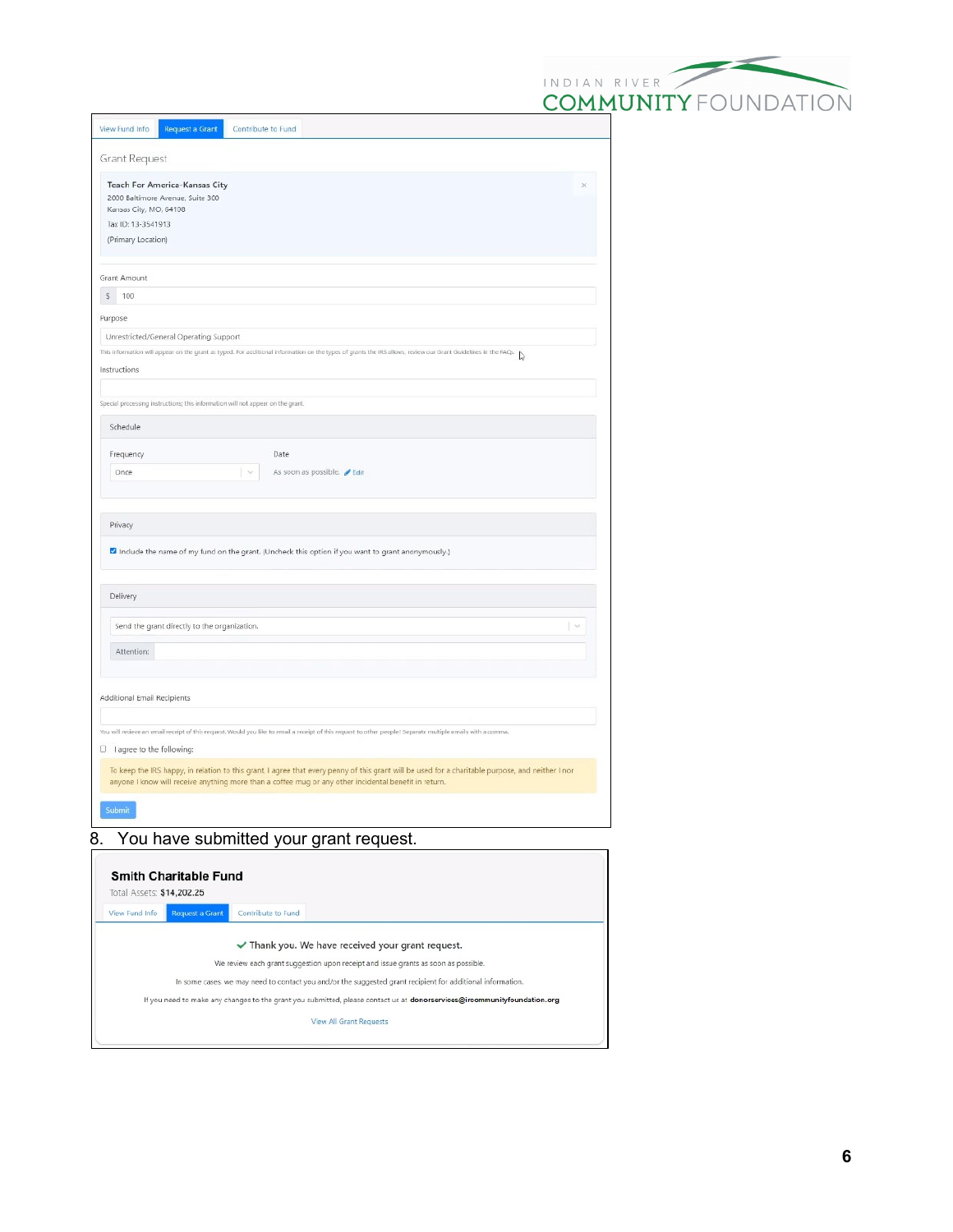View Fund Info | Request a Grant | Contribute to Fund

Grant Request

**Teach For America-Kansas City**
2000 Baltimore Avenue, Suite 300
Kansas City, MO, 64108
Tax ID: 13-3541913
(Primary Location)

Grant Amount

$ 100

Purpose

Unrestricted/General Operating Support

This information will appear on the grant as typed. For additional information on the types of grants the IRS allows, review our Grant Guidelines in the FAQs.

Instructions

Special processing instructions; this information will not appear on the grant.

Schedule

Frequency: Once

Date: As soon as possible. Edit

Privacy

☑ Include the name of my fund on the grant. (Uncheck this option if you want to grant anonymously.)

Delivery

Send the grant directly to the organization.

Attention:

Additional Email Recipients

You will recieve an email receipt of this request. Would you like to email a receipt of this request to other people? Separate multiple emails with a comma.

☐ I agree to the following:

To keep the IRS happy, in relation to this grant I agree that every penny of this grant will be used for a charitable purpose, and neither I nor anyone I know will receive anything more than a coffee mug or any other incidental benefit in return.

Submit

8. You have submitted your grant request.

**Smith Charitable Fund**

Total Assets: **$14,202.25**

View Fund Info | Request a Grant | Contribute to Fund

✔ Thank you. We have received your grant request.

We review each grant suggestion upon receipt and issue grants as soon as possible.

In some cases we may need to contact you and/or the suggested grant recipient for additional information.

If you need to make any changes to the grant you submitted, please contact us at **donorservices@ircommunityfoundation.org**

View All Grant Requests